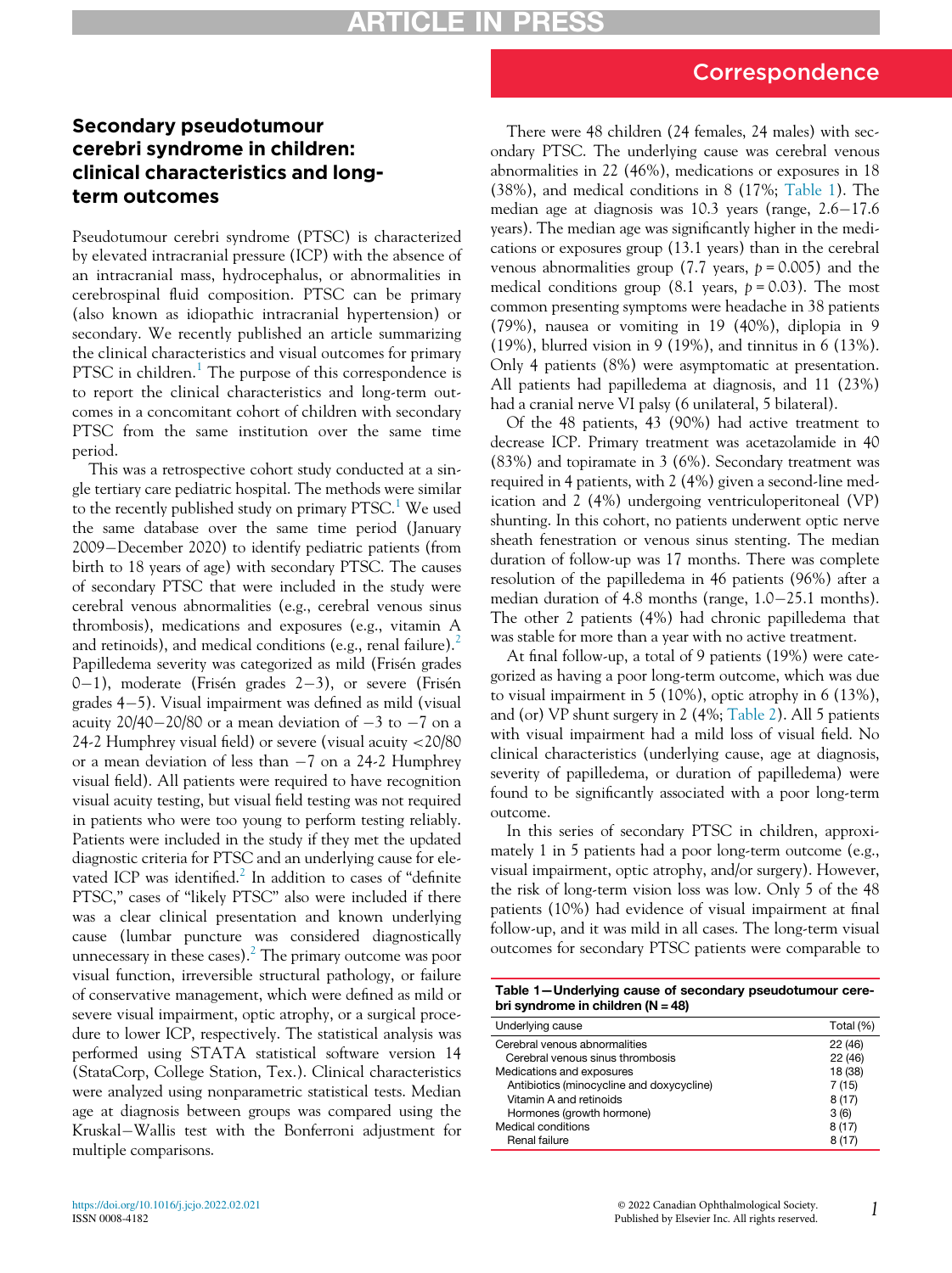Correspondence

# Secondary pseudotumour cerebri syndrome in children: clinical characteristics and long-term outcomes

Pseudotumour cerebri syndrome (PTSC) is characterized by elevated intracranial pressure (ICP) with the absence of an intracranial mass, hydrocephalus, or abnormalities in cerebrospinal fluid composition. PTSC can be primary (also known as idiopathic intracranial hypertension) or secondary. We recently published an article summarizing the clinical characteristics and visual outcomes for primary PTSC in children.[1] The purpose of this correspondence is to report the clinical characteristics and long-term outcomes in a concomitant cohort of children with secondary PTSC from the same institution over the same time period.

This was a retrospective cohort study conducted at a single tertiary care pediatric hospital. The methods were similar to the recently published study on primary PTSC.[1] We used the same database over the same time period (January 2009–December 2020) to identify pediatric patients (from birth to 18 years of age) with secondary PTSC. The causes of secondary PTSC that were included in the study were cerebral venous abnormalities (e.g., cerebral venous sinus thrombosis), medications and exposures (e.g., vitamin A and retinoids), and medical conditions (e.g., renal failure).[2] Papilledema severity was categorized as mild (Frisén grades 0–1), moderate (Frisén grades 2–3), or severe (Frisén grades 4–5). Visual impairment was defined as mild (visual acuity 20/40–20/80 or a mean deviation of −3 to −7 on a 24-2 Humphrey visual field) or severe (visual acuity <20/80 or a mean deviation of less than −7 on a 24-2 Humphrey visual field). All patients were required to have recognition visual acuity testing, but visual field testing was not required in patients who were too young to perform testing reliably. Patients were included in the study if they met the updated diagnostic criteria for PTSC and an underlying cause for elevated ICP was identified.[2] In addition to cases of "definite PTSC," cases of "likely PTSC" also were included if there was a clear clinical presentation and known underlying cause (lumbar puncture was considered diagnostically unnecessary in these cases).[2] The primary outcome was poor visual function, irreversible structural pathology, or failure of conservative management, which were defined as mild or severe visual impairment, optic atrophy, or a surgical procedure to lower ICP, respectively. The statistical analysis was performed using STATA statistical software version 14 (StataCorp, College Station, Tex.). Clinical characteristics were analyzed using nonparametric statistical tests. Median age at diagnosis between groups was compared using the Kruskal–Wallis test with the Bonferroni adjustment for multiple comparisons.

There were 48 children (24 females, 24 males) with secondary PTSC. The underlying cause was cerebral venous abnormalities in 22 (46%), medications or exposures in 18 (38%), and medical conditions in 8 (17%; Table 1). The median age at diagnosis was 10.3 years (range, 2.6–17.6 years). The median age was significantly higher in the medications or exposures group (13.1 years) than in the cerebral venous abnormalities group (7.7 years, $p = 0.005$) and the medical conditions group (8.1 years, $p = 0.03$). The most common presenting symptoms were headache in 38 patients (79%), nausea or vomiting in 19 (40%), diplopia in 9 (19%), blurred vision in 9 (19%), and tinnitus in 6 (13%). Only 4 patients (8%) were asymptomatic at presentation. All patients had papilledema at diagnosis, and 11 (23%) had a cranial nerve VI palsy (6 unilateral, 5 bilateral).

Of the 48 patients, 43 (90%) had active treatment to decrease ICP. Primary treatment was acetazolamide in 40 (83%) and topiramate in 3 (6%). Secondary treatment was required in 4 patients, with 2 (4%) given a second-line medication and 2 (4%) undergoing ventriculoperitoneal (VP) shunting. In this cohort, no patients underwent optic nerve sheath fenestration or venous sinus stenting. The median duration of follow-up was 17 months. There was complete resolution of the papilledema in 46 patients (96%) after a median duration of 4.8 months (range, 1.0–25.1 months). The other 2 patients (4%) had chronic papilledema that was stable for more than a year with no active treatment.

At final follow-up, a total of 9 patients (19%) were categorized as having a poor long-term outcome, which was due to visual impairment in 5 (10%), optic atrophy in 6 (13%), and (or) VP shunt surgery in 2 (4%; Table 2). All 5 patients with visual impairment had a mild loss of visual field. No clinical characteristics (underlying cause, age at diagnosis, severity of papilledema, or duration of papilledema) were found to be significantly associated with a poor long-term outcome.

In this series of secondary PTSC in children, approximately 1 in 5 patients had a poor long-term outcome (e.g., visual impairment, optic atrophy, and/or surgery). However, the risk of long-term vision loss was low. Only 5 of the 48 patients (10%) had evidence of visual impairment at final follow-up, and it was mild in all cases. The long-term visual outcomes for secondary PTSC patients were comparable to

**Table 1—Underlying cause of secondary pseudotumour cerebri syndrome in children (N = 48)**

| Underlying cause | Total (%) |
|---|---|
| Cerebral venous abnormalities | 22 (46) |
| Cerebral venous sinus thrombosis | 22 (46) |
| Medications and exposures | 18 (38) |
| Antibiotics (minocycline and doxycycline) | 7 (15) |
| Vitamin A and retinoids | 8 (17) |
| Hormones (growth hormone) | 3 (6) |
| Medical conditions | 8 (17) |
| Renal failure | 8 (17) |

https://doi.org/10.1016/j.jcjo.2022.02.021
ISSN 0008-4182

© 2022 Canadian Ophthalmological Society. Published by Elsevier Inc. All rights reserved.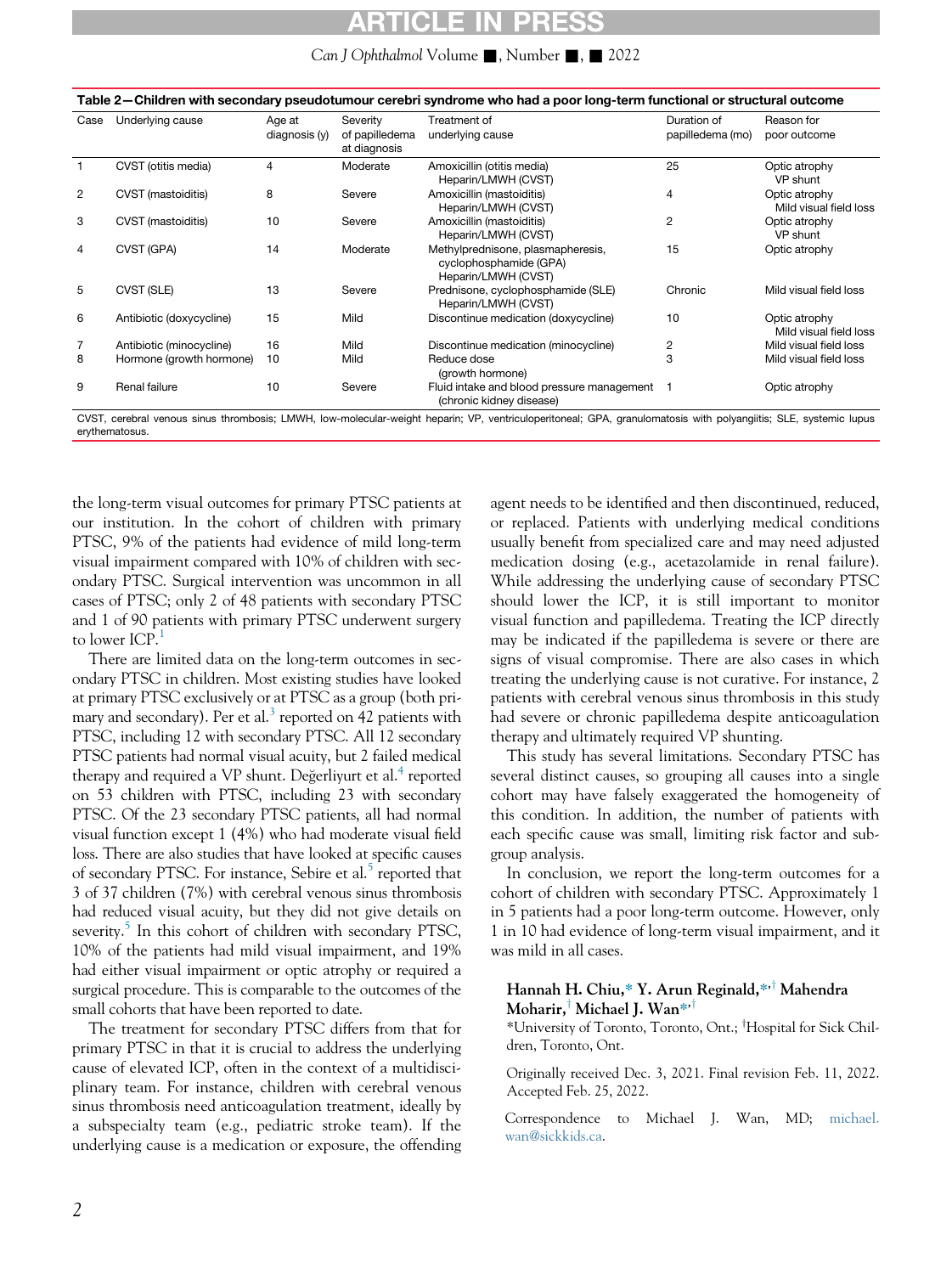**Table 2—Children with secondary pseudotumour cerebri syndrome who had a poor long-term functional or structural outcome**

| Case | Underlying cause | Age at diagnosis (y) | Severity of papilledema at diagnosis | Treatment of underlying cause | Duration of papilledema (mo) | Reason for poor outcome |
|---|---|---|---|---|---|---|
| 1 | CVST (otitis media) | 4 | Moderate | Amoxicillin (otitis media) Heparin/LMWH (CVST) | 25 | Optic atrophy VP shunt |
| 2 | CVST (mastoiditis) | 8 | Severe | Amoxicillin (mastoiditis) Heparin/LMWH (CVST) | 4 | Optic atrophy Mild visual field loss |
| 3 | CVST (mastoiditis) | 10 | Severe | Amoxicillin (mastoiditis) Heparin/LMWH (CVST) | 2 | Optic atrophy VP shunt |
| 4 | CVST (GPA) | 14 | Moderate | Methylprednisone, plasmapheresis, cyclophosphamide (GPA) Heparin/LMWH (CVST) | 15 | Optic atrophy |
| 5 | CVST (SLE) | 13 | Severe | Prednisone, cyclophosphamide (SLE) Heparin/LMWH (CVST) | Chronic | Mild visual field loss |
| 6 | Antibiotic (doxycycline) | 15 | Mild | Discontinue medication (doxycycline) | 10 | Optic atrophy Mild visual field loss |
| 7 | Antibiotic (minocycline) | 16 | Mild | Discontinue medication (minocycline) | 2 | Mild visual field loss |
| 8 | Hormone (growth hormone) | 10 | Mild | Reduce dose (growth hormone) | 3 | Mild visual field loss |
| 9 | Renal failure | 10 | Severe | Fluid intake and blood pressure management (chronic kidney disease) | 1 | Optic atrophy |

CVST, cerebral venous sinus thrombosis; LMWH, low-molecular-weight heparin; VP, ventriculoperitoneal; GPA, granulomatosis with polyangiitis; SLE, systemic lupus erythematosus.

the long-term visual outcomes for primary PTSC patients at our institution. In the cohort of children with primary PTSC, 9% of the patients had evidence of mild long-term visual impairment compared with 10% of children with secondary PTSC. Surgical intervention was uncommon in all cases of PTSC; only 2 of 48 patients with secondary PTSC and 1 of 90 patients with primary PTSC underwent surgery to lower ICP.[1]

There are limited data on the long-term outcomes in secondary PTSC in children. Most existing studies have looked at primary PTSC exclusively or at PTSC as a group (both primary and secondary). Per et al.[3] reported on 42 patients with PTSC, including 12 with secondary PTSC. All 12 secondary PTSC patients had normal visual acuity, but 2 failed medical therapy and required a VP shunt. Değerliyurt et al.[4] reported on 53 children with PTSC, including 23 with secondary PTSC. Of the 23 secondary PTSC patients, all had normal visual function except 1 (4%) who had moderate visual field loss. There are also studies that have looked at specific causes of secondary PTSC. For instance, Sebire et al.[5] reported that 3 of 37 children (7%) with cerebral venous sinus thrombosis had reduced visual acuity, but they did not give details on severity.[5] In this cohort of children with secondary PTSC, 10% of the patients had mild visual impairment, and 19% had either visual impairment or optic atrophy or required a surgical procedure. This is comparable to the outcomes of the small cohorts that have been reported to date.

The treatment for secondary PTSC differs from that for primary PTSC in that it is crucial to address the underlying cause of elevated ICP, often in the context of a multidisciplinary team. For instance, children with cerebral venous sinus thrombosis need anticoagulation treatment, ideally by a subspecialty team (e.g., pediatric stroke team). If the underlying cause is a medication or exposure, the offending agent needs to be identified and then discontinued, reduced, or replaced. Patients with underlying medical conditions usually benefit from specialized care and may need adjusted medication dosing (e.g., acetazolamide in renal failure). While addressing the underlying cause of secondary PTSC should lower the ICP, it is still important to monitor visual function and papilledema. Treating the ICP directly may be indicated if the papilledema is severe or there are signs of visual compromise. There are also cases in which treating the underlying cause is not curative. For instance, 2 patients with cerebral venous sinus thrombosis in this study had severe or chronic papilledema despite anticoagulation therapy and ultimately required VP shunting.

This study has several limitations. Secondary PTSC has several distinct causes, so grouping all causes into a single cohort may have falsely exaggerated the homogeneity of this condition. In addition, the number of patients with each specific cause was small, limiting risk factor and subgroup analysis.

In conclusion, we report the long-term outcomes for a cohort of children with secondary PTSC. Approximately 1 in 5 patients had a poor long-term outcome. However, only 1 in 10 had evidence of long-term visual impairment, and it was mild in all cases.

**Hannah H. Chiu,[*] Y. Arun Reginald,[*,†] Mahendra Moharir,[†] Michael J. Wan[*,†]**

[*]University of Toronto, Toronto, Ont.; [†]Hospital for Sick Children, Toronto, Ont.

Originally received Dec. 3, 2021. Final revision Feb. 11, 2022. Accepted Feb. 25, 2022.

Correspondence to Michael J. Wan, MD; michael.wan@sickkids.ca.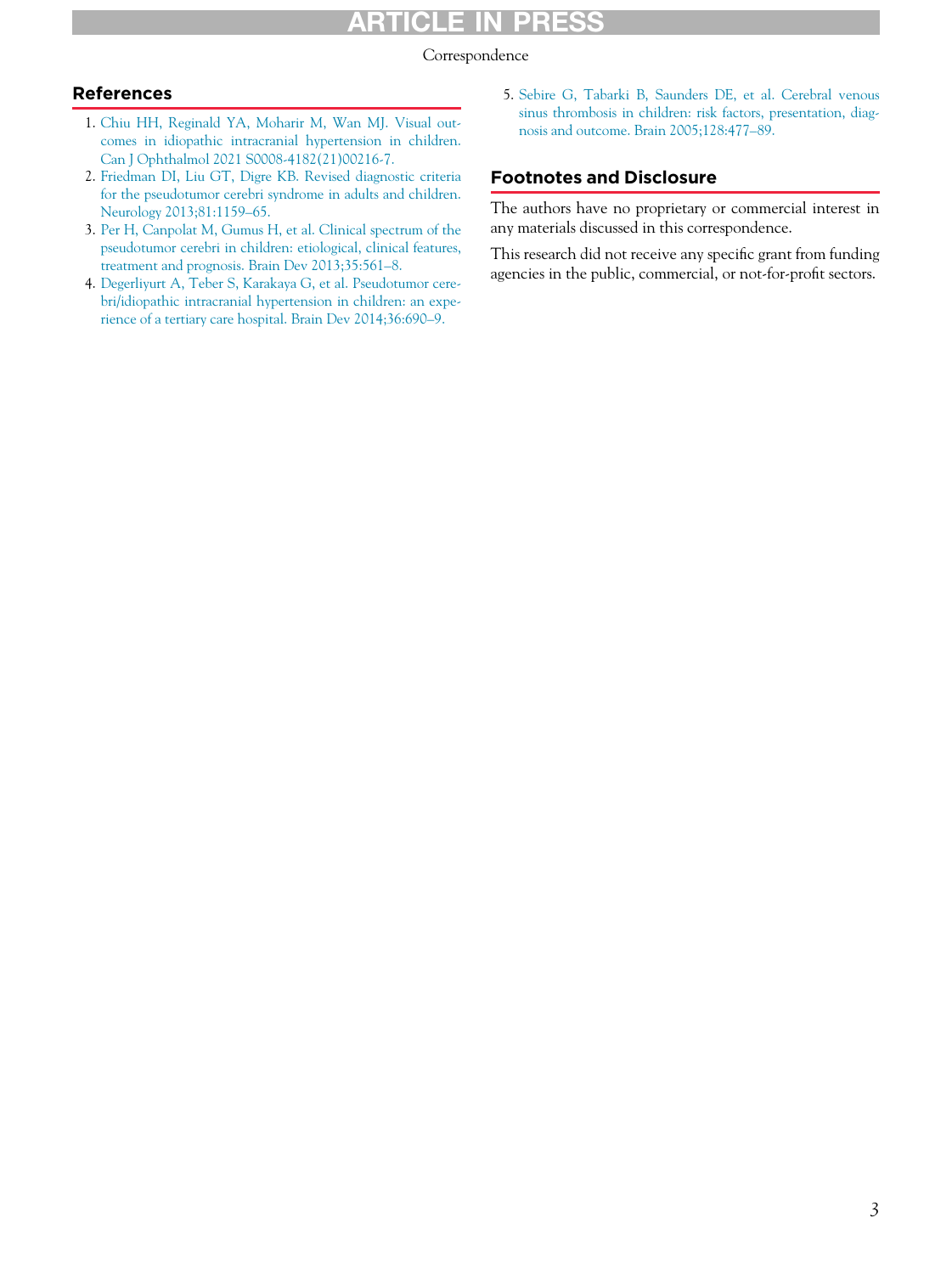## References

1. Chiu HH, Reginald YA, Moharir M, Wan MJ. Visual outcomes in idiopathic intracranial hypertension in children. Can J Ophthalmol 2021 S0008-4182(21)00216-7.
2. Friedman DI, Liu GT, Digre KB. Revised diagnostic criteria for the pseudotumor cerebri syndrome in adults and children. Neurology 2013;81:1159–65.
3. Per H, Canpolat M, Gumus H, et al. Clinical spectrum of the pseudotumor cerebri in children: etiological, clinical features, treatment and prognosis. Brain Dev 2013;35:561–8.
4. Degerliyurt A, Teber S, Karakaya G, et al. Pseudotumor cerebri/idiopathic intracranial hypertension in children: an experience of a tertiary care hospital. Brain Dev 2014;36:690–9.
5. Sebire G, Tabarki B, Saunders DE, et al. Cerebral venous sinus thrombosis in children: risk factors, presentation, diagnosis and outcome. Brain 2005;128:477–89.

## Footnotes and Disclosure

The authors have no proprietary or commercial interest in any materials discussed in this correspondence.

This research did not receive any specific grant from funding agencies in the public, commercial, or not-for-profit sectors.